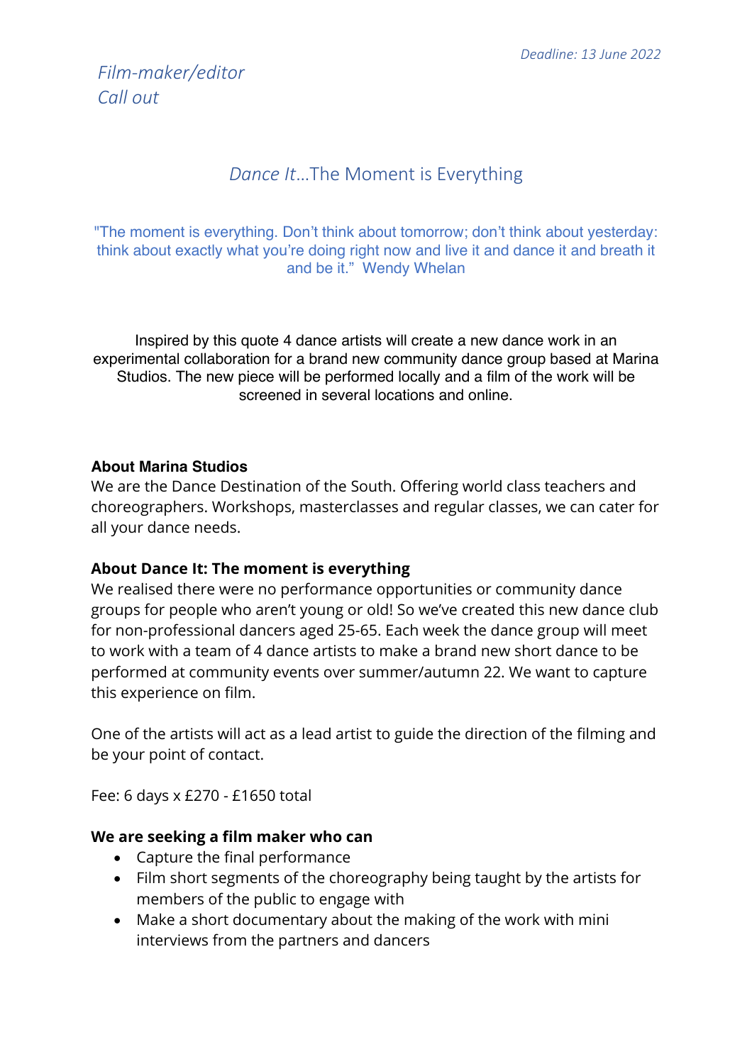*Deadline: 13 June 2022*

# *Film-maker/editor Call out*

## *Dance It*…The Moment is Everything

"The moment is everything. Don't think about tomorrow; don't think about yesterday: think about exactly what you're doing right now and live it and dance it and breath it and be it." Wendy Whelan

Inspired by this quote 4 dance artists will create a new dance work in an experimental collaboration for a brand new community dance group based at Marina Studios. The new piece will be performed locally and a film of the work will be screened in several locations and online.

**About Marina Studios**
We are the Dance Destination of the South. Offering world class teachers and choreographers. Workshops, masterclasses and regular classes, we can cater for all your dance needs.

**About Dance It: The moment is everything**
We realised there were no performance opportunities or community dance groups for people who aren't young or old! So we've created this new dance club for non-professional dancers aged 25-65. Each week the dance group will meet to work with a team of 4 dance artists to make a brand new short dance to be performed at community events over summer/autumn 22. We want to capture this experience on film.

One of the artists will act as a lead artist to guide the direction of the filming and be your point of contact.

Fee: 6 days x £270 - £1650 total

**We are seeking a film maker who can**

- Capture the final performance
- Film short segments of the choreography being taught by the artists for members of the public to engage with
- Make a short documentary about the making of the work with mini interviews from the partners and dancers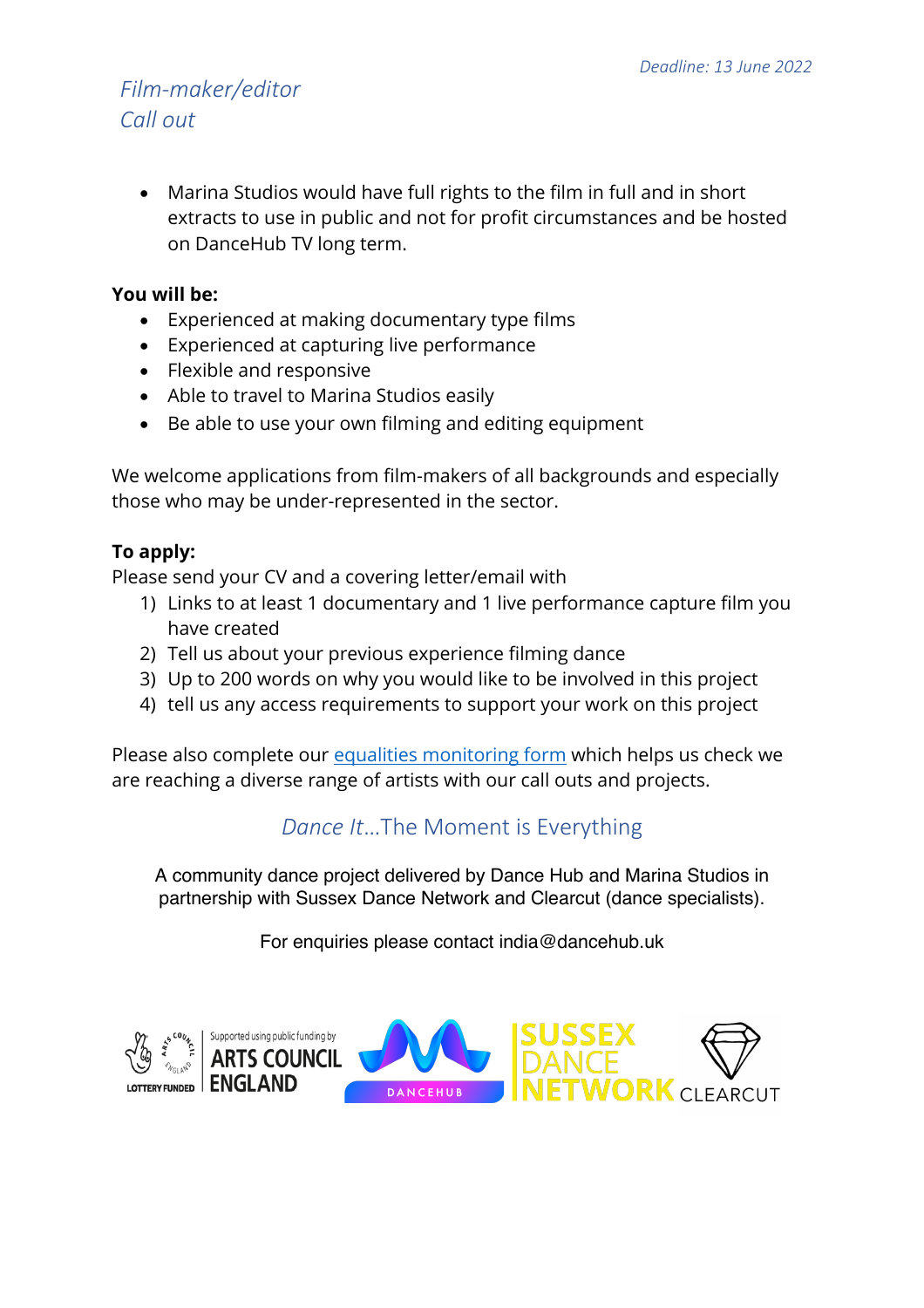*Deadline: 13 June 2022*

*Film-maker/editor*
*Call out*

- Marina Studios would have full rights to the film in full and in short extracts to use in public and not for profit circumstances and be hosted on DanceHub TV long term.

**You will be:**

- Experienced at making documentary type films
- Experienced at capturing live performance
- Flexible and responsive
- Able to travel to Marina Studios easily
- Be able to use your own filming and editing equipment

We welcome applications from film-makers of all backgrounds and especially those who may be under-represented in the sector.

**To apply:**

Please send your CV and a covering letter/email with

1) Links to at least 1 documentary and 1 live performance capture film you have created
2) Tell us about your previous experience filming dance
3) Up to 200 words on why you would like to be involved in this project
4) tell us any access requirements to support your work on this project

Please also complete our [equalities monitoring form] which helps us check we are reaching a diverse range of artists with our call outs and projects.

*Dance It*...The Moment is Everything

A community dance project delivered by Dance Hub and Marina Studios in partnership with Sussex Dance Network and Clearcut (dance specialists).

For enquiries please contact india@dancehub.uk

LOTTERY FUNDED | Supported using public funding by ARTS COUNCIL ENGLAND | DANCEHUB | SUSSEX DANCE NETWORK | CLEARCUT